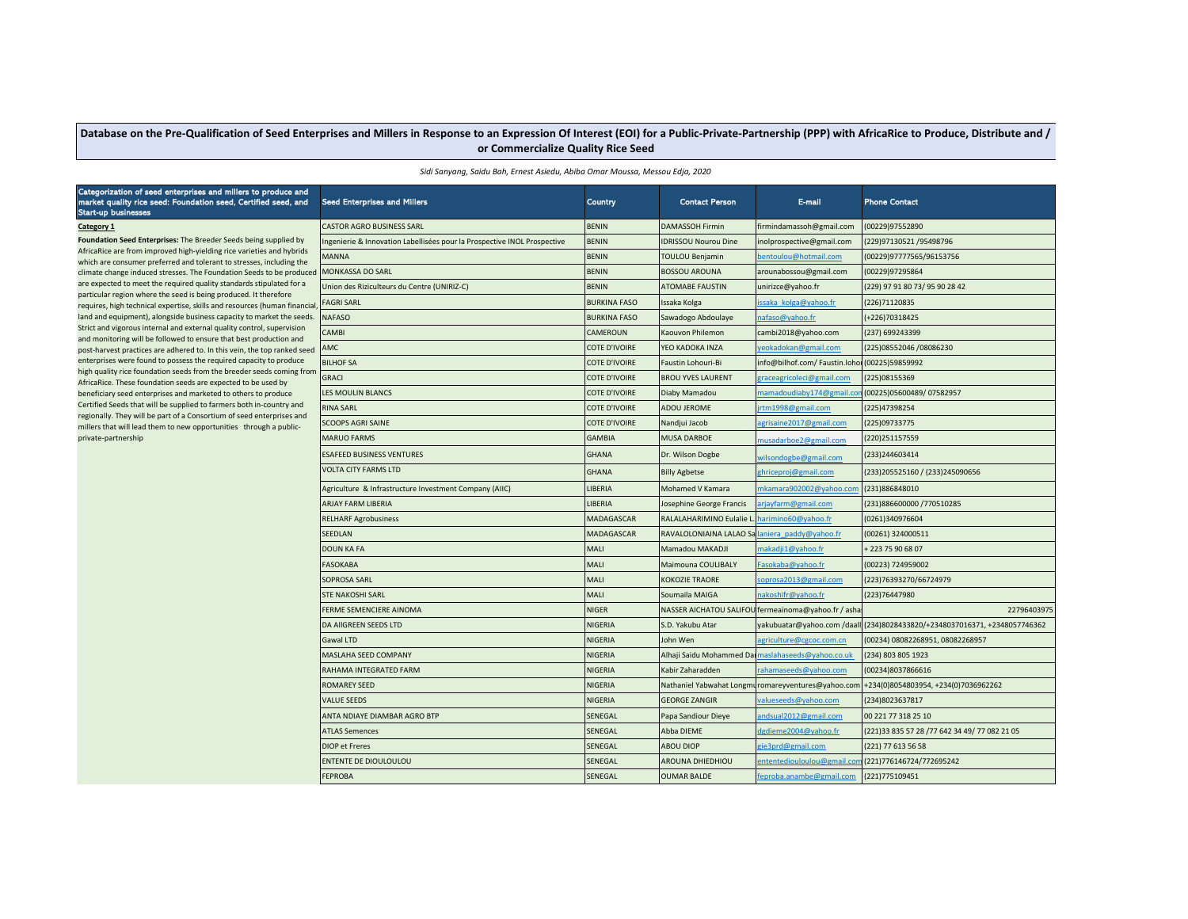# Database on the Pre-Qualification of Seed Enterprises and Millers in Response to an Expression Of Interest (EOI) for a Public-Private-Partnership (PPP) with AfricaRice to Produce, Distribute and / or Commercialize Quality Rice Seed

*Sidi Sanyang, Saidu Bah, Ernest Asiedu, Abiba Omar Moussa, Messou Edja, 2020*

| Categorization of seed enterprises and millers to produce and market quality rice seed: Foundation seed, Certified seed, and Start-up businesses | Seed Enterprises and Millers | Country | Contact Person | E-mail | Phone Contact |
|---|---|---|---|---|---|
| **Category 1** | CASTOR AGRO BUSINESS SARL | BENIN | DAMASSOH Firmin | firmindamassoh@gmail.com | (00229)97552890 |
| **Foundation Seed Enterprises:** The Breeder Seeds being supplied by AfricaRice are from improved high-yielding rice varieties and hybrids which are consumer preferred and tolerant to stresses, including the climate change induced stresses. The Foundation Seeds to be produced are expected to meet the required quality standards stipulated for a particular region where the seed is being produced. It therefore requires, high technical expertise, skills and resources (human financial, land and equipment), alongside business capacity to market the seeds. Strict and vigorous internal and external quality control, supervision and monitoring will be followed to ensure that best production and post-harvest practices are adhered to. In this vein, the top ranked seed enterprises were found to possess the required capacity to produce high quality rice foundation seeds from the breeder seeds coming from AfricaRice. These foundation seeds are expected to be used by beneficiary seed enterprises and marketed to others to produce Certified Seeds that will be supplied to farmers both in-country and regionally. They will be part of a Consortium of seed enterprises and millers that will lead them to new opportunities through a public-private-partnership | Ingenierie & Innovation Labellisées pour la Prospective INOL Prospective | BENIN | IDRISSOU Nourou Dine | inolprospective@gmail.com | (229)97130521 /95498796 |
| | MANNA | BENIN | TOULOU Benjamin | bentoulou@hotmail.com | (00229)97777565/96153756 |
| | MONKASSA DO SARL | BENIN | BOSSOU AROUNA | arounabossou@gmail.com | (00229)97295864 |
| | Union des Riziculteurs du Centre (UNIRIZ-C) | BENIN | ATOMABE FAUSTIN | unirizce@yahoo.fr | (229) 97 91 80 73/ 95 90 28 42 |
| | FAGRI SARL | BURKINA FASO | Issaka Kolga | issaka_kolga@yahoo.fr | (226)71120835 |
| | NAFASO | BURKINA FASO | Sawadogo Abdoulaye | nafaso@yahoo.fr | (+226)70318425 |
| | CAMBI | CAMEROUN | Kaouvon Philemon | cambi2018@yahoo.com | (237) 699243399 |
| | AMC | COTE D'IVOIRE | YEO KADOKA INZA | yeokadokan@gmail.com | (225)08552046 /08086230 |
| | BILHOF SA | COTE D'IVOIRE | Faustin Lohouri-Bi | info@bilhof.com/ Faustin.lohou | (00225)59859992 |
| | GRACI | COTE D'IVOIRE | BROU YVES LAURENT | graceagricoleci@gmail.com | (225)08155369 |
| | LES MOULIN BLANCS | COTE D'IVOIRE | Diaby Mamadou | mamadoudiaby174@gmail.con | (00225)05600489/ 07582957 |
| | RINA SARL | COTE D'IVOIRE | ADOU JEROME | jrtm1998@gmail.com | (225)47398254 |
| | SCOOPS AGRI SAINE | COTE D'IVOIRE | Nandjui Jacob | agrisaine2017@gmail.com | (225)09733775 |
| | MARUO FARMS | GAMBIA | MUSA DARBOE | musadarboe2@gmail.com | (220)251157559 |
| | ESAFEED BUSINESS VENTURES | GHANA | Dr. Wilson Dogbe | wilsondogbe@gmail.com | (233)244603414 |
| | VOLTA CITY FARMS LTD | GHANA | Billy Agbetse | ghriceproj@gmail.com | (233)205525160 / (233)245090656 |
| | Agriculture & Infrastructure Investment Company (AIIC) | LIBERIA | Mohamed V Kamara | mkamara902002@yahoo.com | (231)886848010 |
| | ARJAY FARM LIBERIA | LIBERIA | Josephine George Francis | arjayfarm@gmail.com | (231)886600000 /770510285 |
| | RELHARF Agrobusiness | MADAGASCAR | RALALAHARIMINO Eulalie L. | harimino60@yahoo.fr | (0261)340976604 |
| | SEEDLAN | MADAGASCAR | RAVALOLONIAINA LALAO Sa | laniera_paddy@yahoo.fr | (00261) 324000511 |
| | DOUN KA FA | MALI | Mamadou MAKADJI | makadji1@yahoo.fr | + 223 75 90 68 07 |
| | FASOKABA | MALI | Maimouna COULIBALY | Fasokaba@yahoo.fr | (00223) 724959002 |
| | SOPROSA SARL | MALI | KOKOZIE TRAORE | soprosa2013@gmail.com | (223)76393270/66724979 |
| | STE NAKOSHI SARL | MALI | Soumaila MAIGA | nakoshifr@yahoo.fr | (223)76447980 |
| | FERME SEMENCIERE AINOMA | NIGER | NASSER AICHATOU SALIFOU | fermeainoma@yahoo.fr / asha | 22796403975 |
| | DA AIIGREEN SEEDS LTD | NIGERIA | S.D. Yakubu Atar | yakubuatar@yahoo.com /daall | (234)8028433820/+2348037016371, +2348057746362 |
| | Gawal LTD | NIGERIA | John Wen | agriculture@cgcoc.com.cn | (00234) 08082268951, 08082268957 |
| | MASLAHA SEED COMPANY | NIGERIA | Alhaji Saidu Mohammed Da | maslahaseeds@yahoo.co.uk | (234) 803 805 1923 |
| | RAHAMA INTEGRATED FARM | NIGERIA | Kabir Zaharadden | rahamaseeds@yahoo.com | (00234)8037866616 |
| | ROMAREY SEED | NIGERIA | Nathaniel Yabwahat Longmu | romareyventures@yahoo.com | +234(0)8054803954, +234(0)7036962262 |
| | VALUE SEEDS | NIGERIA | GEORGE ZANGIR | valueseeds@yahoo.com | (234)8023637817 |
| | ANTA NDIAYE DIAMBAR AGRO BTP | SENEGAL | Papa Sandiour Dieye | andsual2012@gmail.com | 00 221 77 318 25 10 |
| | ATLAS Semences | SENEGAL | Abba DIEME | dgdieme2004@yahoo.fr | (221)33 835 57 28 /77 642 34 49/ 77 082 21 05 |
| | DIOP et Freres | SENEGAL | ABOU DIOP | gie3prd@gmail.com | (221) 77 613 56 58 |
| | ENTENTE DE DIOULOULOU | SENEGAL | AROUNA DHIEDHIOU | ententediouloulou@gmail.com | (221)776146724/772695242 |
| | FEPROBA | SENEGAL | OUMAR BALDE | feproba.anambe@gmail.com | (221)775109451 |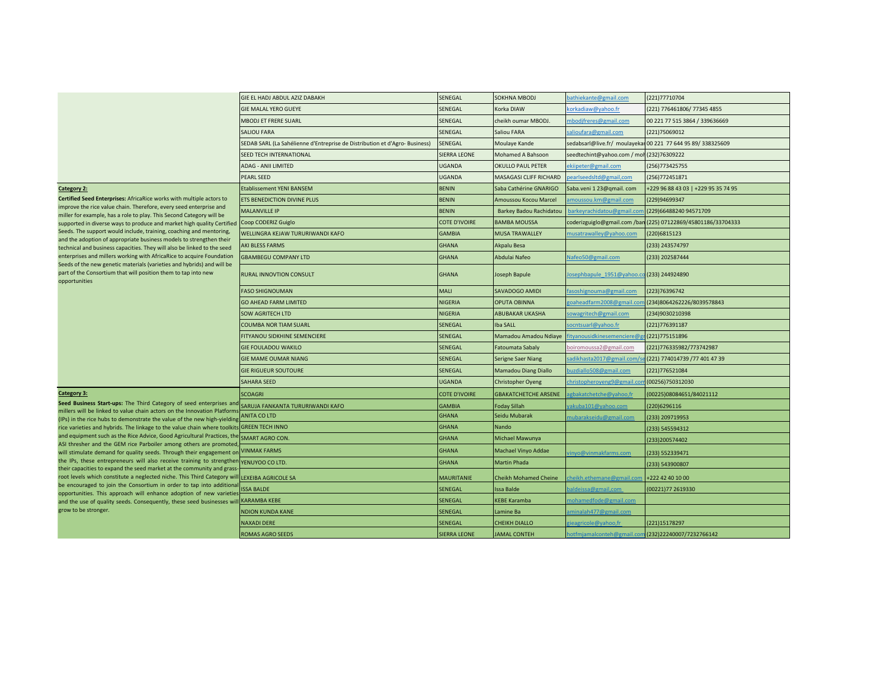| | | | | | |
|---|---|---|---|---|---|
| | GIE EL HADJ ABDUL AZIZ DABAKH | SENEGAL | SOKHNA MBODJ | bathiekante@gmail.com | (221)77710704 |
| | GIE MALAL YERO GUEYE | SENEGAL | Korka DIAW | korkadiaw@yahoo.fr | (221) 776461806/ 77345 4855 |
| | MBODJ ET FRERE SUARL | SENEGAL | cheikh oumar MBODJ. | mbodjfreres@gmail.com | 00 221 77 515 3864 / 339636669 |
| | SALIOU FARA | SENEGAL | Saliou FARA | salioufara@gmail.com | (221)75069012 |
| | SEDAB SARL (La Sahélienne d'Entreprise de Distribution et d'Agro- Business) | SENEGAL | Moulaye Kande | sedabsarl@live.fr/ moulayekan | 00 221 77 644 95 89/ 338325609 |
| | SEED TECH INTERNATIONAL | SIERRA LEONE | Mohamed A Bahsoon | seedtechint@yahoo.com / moh | (232)76309222 |
| | ADAG - ANII LIMITED | UGANDA | OKULLO PAUL PETER | ekiipeter@gmail.com | (256)773425755 |
| | PEARL SEED | UGANDA | MASAGASI CLIFF RICHARD | pearlseedsltd@gmail,com | (256)772451871 |
| **Category 2:** **Certified Seed Enterprises:** AfricaRice works with multiple actors to improve the rice value chain. Therefore, every seed enterprise and miller for example, has a role to play. This Second Category will be supported in diverse ways to produce and market high quality Certified Seeds. The support would include, training, coaching and mentoring, and the adoption of appropriate business models to strengthen their technical and business capacities. They will also be linked to the seed enterprises and millers working with AfricaRice to acquire Foundation Seeds of the new genetic materials (varieties and hybrids) and will be part of the Consortium that will position them to tap into new opportunities | Etablissement YENI BANSEM | BENIN | Saba Cathérine GNARIGO | Saba.veni 1 23@qmail. com | +229 96 88 43 03 \| +229 95 35 74 95 |
| | ETS BENEDICTION DIVINE PLUS | BENIN | Amoussou Kocou Marcel | amoussou.km@gmail.com | (229)94699347 |
| | MALANVILLE IP | BENIN | Barkey Badou Rachidatou | barkeyrachidatou@gmail.com | (229)66488240 94571709 |
| | Coop CODERIZ Guiglo | COTE D'IVOIRE | BAMBA MOUSSA | coderizguiglo@gmail.com /ban | (225) 07122869/45801186/33704333 |
| | WELLINGRA KEJAW TURURIWANDI KAFO | GAMBIA | MUSA TRAWALLEY | musatrawalley@yahoo.com | (220)6815123 |
| | AKI BLESS FARMS | GHANA | Akpalu Besa | | (233) 243574797 |
| | GBAMBEGU COMPANY LTD | GHANA | Abdulai Nafeo | Nafeo50@gmail.com | (233) 202587444 |
| | RURAL INNOVTION CONSULT | GHANA | Joseph Bapule | Josephbapule_1951@yahoo.co | (233) 244924890 |
| | FASO SHIGNOUMAN | MALI | SAVADOGO AMIDI | fasoshignouma@gmail.com | (223)76396742 |
| | GO AHEAD FARM LIMITED | NIGERIA | OPUTA OBINNA | goaheadfarm2008@gmail.com | (234)8064262226/8039578843 |
| | SOW AGRITECH LTD | NIGERIA | ABUBAKAR UKASHA | sowagritech@gmail.com | (234)9030210398 |
| | COUMBA NOR TIAM SUARL | SENEGAL | Iba SALL | socntsuarl@yahoo.fr | (221)776391187 |
| | FITYANOU SIDKHINE SEMENCIERE | SENEGAL | Mamadou Amadou Ndiaye | fityanousidkinesemenciere@gr | (221)775151896 |
| | GIE FOULADOU WAKILO | SENEGAL | Fatoumata Sabaly | boiromoussa2@gmail.com | (221)776335982/773742987 |
| | GIE MAME OUMAR NIANG | SENEGAL | Serigne Saer Niang | sadikhasta2017@gmail.com/se | (221) 774014739 /77 401 47 39 |
| | GIE RIGUEUR SOUTOURE | SENEGAL | Mamadou Diang Diallo | buzdiallo508@gmail.com | (221)776521084 |
| | SAHARA SEED | UGANDA | Christopher Oyeng | christopheroyeng9@gmail.com | (00256)750312030 |
| **Category 3:** **Seed Business Start-ups:** The Third Category of seed enterprises and millers will be linked to value chain actors on the Innovation Platforms (IPs) in the rice hubs to demonstrate the value of the new high-yielding rice varieties and hybrids. The linkage to the value chain where toolkits and equipment such as the Rice Advice, Good Agricultural Practices, the ASI thresher and the GEM rice Parboiler among others are promoted, will stimulate demand for quality seeds. Through their engagement on the IPs, these entrepreneurs will also receive training to strengthen their capacities to expand the seed market at the community and grass-root levels which constitute a neglected niche. This Third Category will be encouraged to join the Consortium in order to tap into additional opportunities. This approach will enhance adoption of new varieties and the use of quality seeds. Consequently, these seed businesses will grow to be stronger. | SCOAGRI | COTE D'IVOIRE | GBAKATCHETCHE ARSENE | agbakatchetche@yahoo,fr | (00225)08084651/84021112 |
| | SARUJA FANKANTA TURURIWANDI KAFO | GAMBIA | Foday Sillah | yakuba101@yahoo.com | (220)6296116 |
| | ANITA CO LTD | GHANA | Seidu Mubarak | mubarakseidu@gmail.com | (233) 209719953 |
| | GREEN TECH INNO | GHANA | Nando | | (233) 545594312 |
| | SMART AGRO CON. | GHANA | Michael Mawunya | | (233)200574402 |
| | VINMAK FARMS | GHANA | Machael Vinyo Addae | vinyo@vinmakfarms.com | (233) 552339471 |
| | YENUYOO CO LTD. | GHANA | Martin Phada | | (233) 543900807 |
| | LEXEIBA AGRICOLE SA | MAURITANIE | Cheikh Mohamed Cheine | cheikh.ethemane@gmail.com | +222 42 40 10 00 |
| | ISSA BALDE | SENEGAL | Issa Balde | baldeissa@gmail,com | (00221)77 2619330 |
| | KARAMBA KEBE | SENEGAL | KEBE Karamba | mohamedfode@gmail.com | |
| | NDION KUNDA KANE | SENEGAL | Lamine Ba | aminalah477@gmail.com | |
| | NAXADI DERE | SENEGAL | CHEIKH DIALLO | gieagricole@yahoo,fr | (221)15178297 |
| | ROMAS AGRO SEEDS | SIERRA LEONE | JAMAL CONTEH | hotfmjamalconteh@gmail.com | (232)22240007/7232766142 |